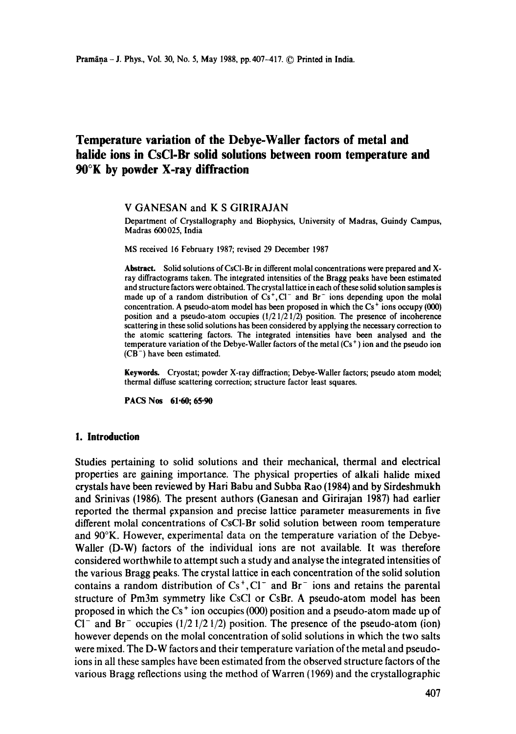# Temperature variation of the Debye-Waller factors of metal and halide ions in CsCl-Br solid solutions between room temperature and 90°K by powder X-ray diffraction

V GANESAN and K S GIRIRAJAN

Department of Crystallography and Biophysics, University of Madras, Guindy Campus, Madras 600 025, India

MS received 16 February 1987; revised 29 December 1987

**Abstract.** Solid solutions of CsCl-Br in different molal concentrations were prepared and X-ray diffractograms taken. The integrated intensities of the Bragg peaks have been estimated and structure factors were obtained. The crystal lattice in each of these solid solution samples is made up of a random distribution of $Cs^+$, $Cl^-$ and $Br^-$ ions depending upon the molal concentration. A pseudo-atom model has been proposed in which the $Cs^+$ ions occupy (000) position and a pseudo-atom occupies (1/2 1/2 1/2) position. The presence of incoherence scattering in these solid solutions has been considered by applying the necessary correction to the atomic scattering factors. The integrated intensities have been analysed and the temperature variation of the Debye-Waller factors of the metal ($Cs^+$) ion and the pseudo ion ($CB^-$) have been estimated.

**Keywords.** Cryostat; powder X-ray diffraction; Debye-Waller factors; pseudo atom model; thermal diffuse scattering correction; structure factor least squares.

**PACS Nos** 61·60; 65·90

## 1. Introduction

Studies pertaining to solid solutions and their mechanical, thermal and electrical properties are gaining importance. The physical properties of alkali halide mixed crystals have been reviewed by Hari Babu and Subba Rao (1984) and by Sirdeshmukh and Srinivas (1986). The present authors (Ganesan and Girirajan 1987) had earlier reported the thermal expansion and precise lattice parameter measurements in five different molal concentrations of CsCl-Br solid solution between room temperature and 90°K. However, experimental data on the temperature variation of the Debye-Waller (D-W) factors of the individual ions are not available. It was therefore considered worthwhile to attempt such a study and analyse the integrated intensities of the various Bragg peaks. The crystal lattice in each concentration of the solid solution contains a random distribution of $Cs^+$, $Cl^-$ and $Br^-$ ions and retains the parental structure of Pm3m symmetry like CsCl or CsBr. A pseudo-atom model has been proposed in which the $Cs^+$ ion occupies (000) position and a pseudo-atom made up of $Cl^-$ and $Br^-$ occupies (1/2 1/2 1/2) position. The presence of the pseudo-atom (ion) however depends on the molal concentration of solid solutions in which the two salts were mixed. The D-W factors and their temperature variation of the metal and pseudo-ions in all these samples have been estimated from the observed structure factors of the various Bragg reflections using the method of Warren (1969) and the crystallographic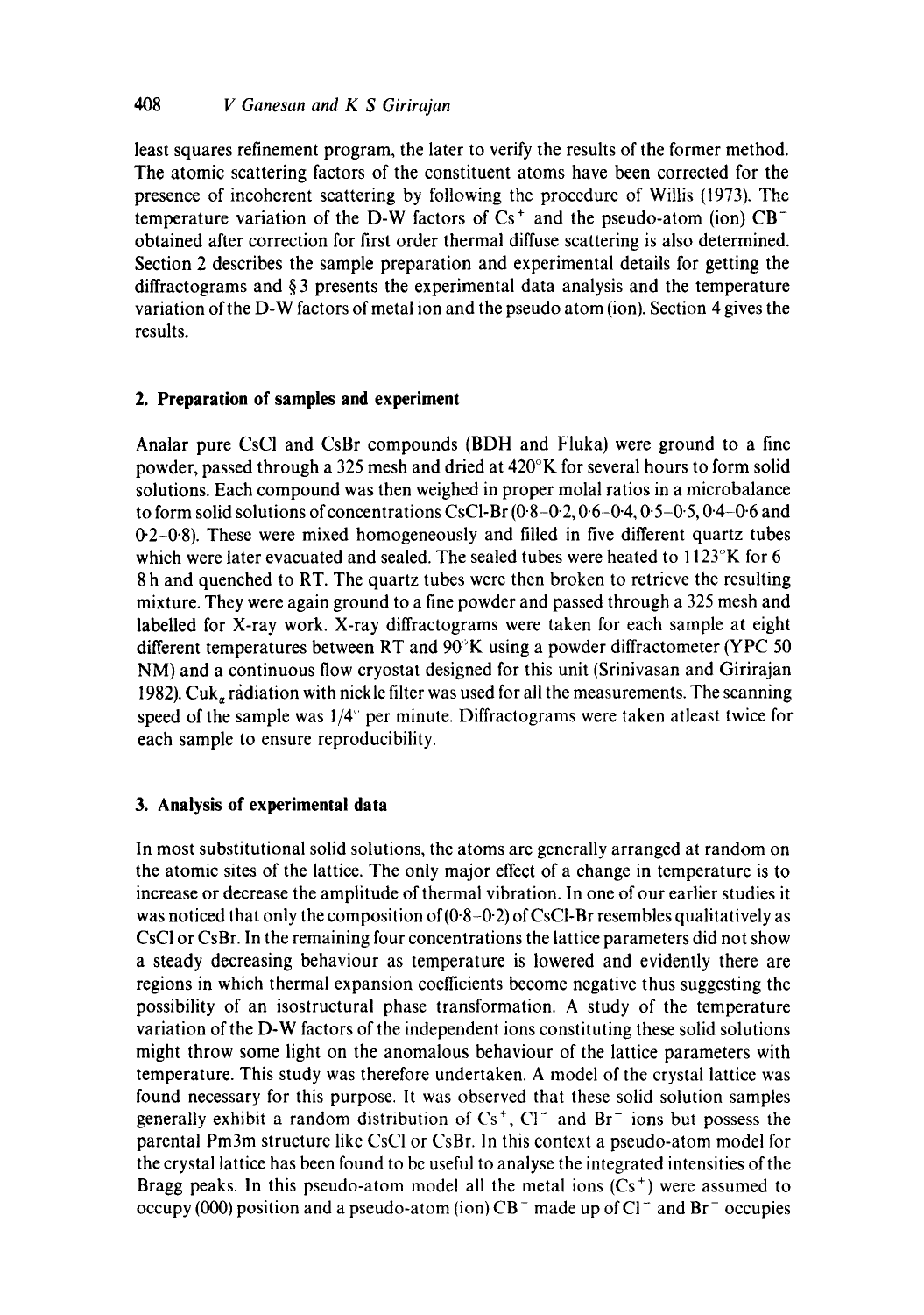least squares refinement program, the later to verify the results of the former method. The atomic scattering factors of the constituent atoms have been corrected for the presence of incoherent scattering by following the procedure of Willis (1973). The temperature variation of the D-W factors of $Cs^+$ and the pseudo-atom (ion) $CB^-$ obtained after correction for first order thermal diffuse scattering is also determined. Section 2 describes the sample preparation and experimental details for getting the diffractograms and § 3 presents the experimental data analysis and the temperature variation of the D-W factors of metal ion and the pseudo atom (ion). Section 4 gives the results.

## 2. Preparation of samples and experiment

Analar pure CsCl and CsBr compounds (BDH and Fluka) were ground to a fine powder, passed through a 325 mesh and dried at 420°K for several hours to form solid solutions. Each compound was then weighed in proper molal ratios in a microbalance to form solid solutions of concentrations CsCl-Br (0·8–0·2, 0·6–0·4, 0·5–0·5, 0·4–0·6 and 0·2–0·8). These were mixed homogeneously and filled in five different quartz tubes which were later evacuated and sealed. The sealed tubes were heated to 1123°K for 6–8 h and quenched to RT. The quartz tubes were then broken to retrieve the resulting mixture. They were again ground to a fine powder and passed through a 325 mesh and labelled for X-ray work. X-ray diffractograms were taken for each sample at eight different temperatures between RT and 90°K using a powder diffractometer (YPC 50 NM) and a continuous flow cryostat designed for this unit (Srinivasan and Girirajan 1982). $CuK_\alpha$ radiation with nickle filter was used for all the measurements. The scanning speed of the sample was 1/4° per minute. Diffractograms were taken atleast twice for each sample to ensure reproducibility.

## 3. Analysis of experimental data

In most substitutional solid solutions, the atoms are generally arranged at random on the atomic sites of the lattice. The only major effect of a change in temperature is to increase or decrease the amplitude of thermal vibration. In one of our earlier studies it was noticed that only the composition of (0·8–0·2) of CsCl-Br resembles qualitatively as CsCl or CsBr. In the remaining four concentrations the lattice parameters did not show a steady decreasing behaviour as temperature is lowered and evidently there are regions in which thermal expansion coefficients become negative thus suggesting the possibility of an isostructural phase transformation. A study of the temperature variation of the D-W factors of the independent ions constituting these solid solutions might throw some light on the anomalous behaviour of the lattice parameters with temperature. This study was therefore undertaken. A model of the crystal lattice was found necessary for this purpose. It was observed that these solid solution samples generally exhibit a random distribution of $Cs^+$, $Cl^-$ and $Br^-$ ions but possess the parental Pm3m structure like CsCl or CsBr. In this context a pseudo-atom model for the crystal lattice has been found to be useful to analyse the integrated intensities of the Bragg peaks. In this pseudo-atom model all the metal ions ($Cs^+$) were assumed to occupy (000) position and a pseudo-atom (ion) $CB^-$ made up of $Cl^-$ and $Br^-$ occupies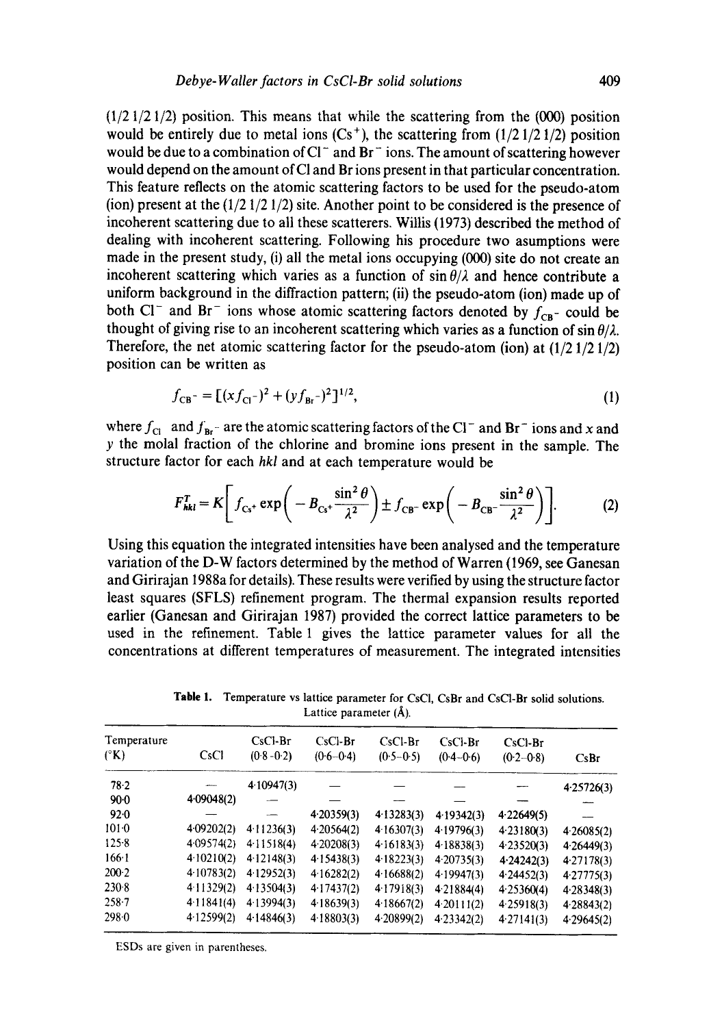(1/2 1/2 1/2) position. This means that while the scattering from the (000) position would be entirely due to metal ions ($Cs^+$), the scattering from (1/2 1/2 1/2) position would be due to a combination of $Cl^-$ and $Br^-$ ions. The amount of scattering however would depend on the amount of Cl and Br ions present in that particular concentration. This feature reflects on the atomic scattering factors to be used for the pseudo-atom (ion) present at the (1/2 1/2 1/2) site. Another point to be considered is the presence of incoherent scattering due to all these scatterers. Willis (1973) described the method of dealing with incoherent scattering. Following his procedure two asumptions were made in the present study, (i) all the metal ions occupying (000) site do not create an incoherent scattering which varies as a function of $\sin\theta/\lambda$ and hence contribute a uniform background in the diffraction pattern; (ii) the pseudo-atom (ion) made up of both $Cl^-$ and $Br^-$ ions whose atomic scattering factors denoted by $f_{CB^-}$ could be thought of giving rise to an incoherent scattering which varies as a function of $\sin\theta/\lambda$. Therefore, the net atomic scattering factor for the pseudo-atom (ion) at (1/2 1/2 1/2) position can be written as

$$f_{CB^-} = [(xf_{Cl^-})^2 + (yf_{Br^-})^2]^{1/2}, \tag{1}$$

where $f_{Cl}$ and $f_{Br^-}$ are the atomic scattering factors of the $Cl^-$ and $Br^-$ ions and $x$ and $y$ the molal fraction of the chlorine and bromine ions present in the sample. The structure factor for each $hkl$ and at each temperature would be

$$F_{hkl}^{T} = K\left[f_{Cs^+}\exp\left(-B_{Cs^+}\frac{\sin^2\theta}{\lambda^2}\right) \pm f_{CB^-}\exp\left(-B_{CB^-}\frac{\sin^2\theta}{\lambda^2}\right)\right]. \tag{2}$$

Using this equation the integrated intensities have been analysed and the temperature variation of the D-W factors determined by the method of Warren (1969, see Ganesan and Girirajan 1988a for details). These results were verified by using the structure factor least squares (SFLS) refinement program. The thermal expansion results reported earlier (Ganesan and Girirajan 1987) provided the correct lattice parameters to be used in the refinement. Table 1 gives the lattice parameter values for all the concentrations at different temperatures of measurement. The integrated intensities

**Table 1.** Temperature vs lattice parameter for CsCl, CsBr and CsCl-Br solid solutions. Lattice parameter (Å).

| Temperature (°K) | CsCl | CsCl-Br (0·8–0·2) | CsCl-Br (0·6–0·4) | CsCl-Br (0·5–0·5) | CsCl-Br (0·4–0·6) | CsCl-Br (0·2–0·8) | CsBr |
|---|---|---|---|---|---|---|---|
| 78·2 | — | 4·10947(3) | — | — | — | — | 4·25726(3) |
| 90·0 | 4·09048(2) | — | — | — | — | — | — |
| 92·0 | — | — | 4·20359(3) | 4·13283(3) | 4·19342(3) | 4·22649(5) | — |
| 101·0 | 4·09202(2) | 4·11236(3) | 4·20564(2) | 4·16307(3) | 4·19796(3) | 4·23180(3) | 4·26085(2) |
| 125·8 | 4·09574(2) | 4·11518(4) | 4·20208(3) | 4·16183(3) | 4·18838(3) | 4·23520(3) | 4·26449(3) |
| 166·1 | 4·10210(2) | 4·12148(3) | 4·15438(3) | 4·18223(3) | 4·20735(3) | 4·24242(3) | 4·27178(3) |
| 200·2 | 4·10783(2) | 4·12952(3) | 4·16282(2) | 4·16688(2) | 4·19947(3) | 4·24452(3) | 4·27775(3) |
| 230·8 | 4·11329(2) | 4·13504(3) | 4·17437(2) | 4·17918(3) | 4·21884(4) | 4·25360(4) | 4·28348(3) |
| 258·7 | 4·11841(4) | 4·13994(3) | 4·18639(3) | 4·18667(2) | 4·20111(2) | 4·25918(3) | 4·28843(2) |
| 298·0 | 4·12599(2) | 4·14846(3) | 4·18803(3) | 4·20899(2) | 4·23342(2) | 4·27141(3) | 4·29645(2) |

ESDs are given in parentheses.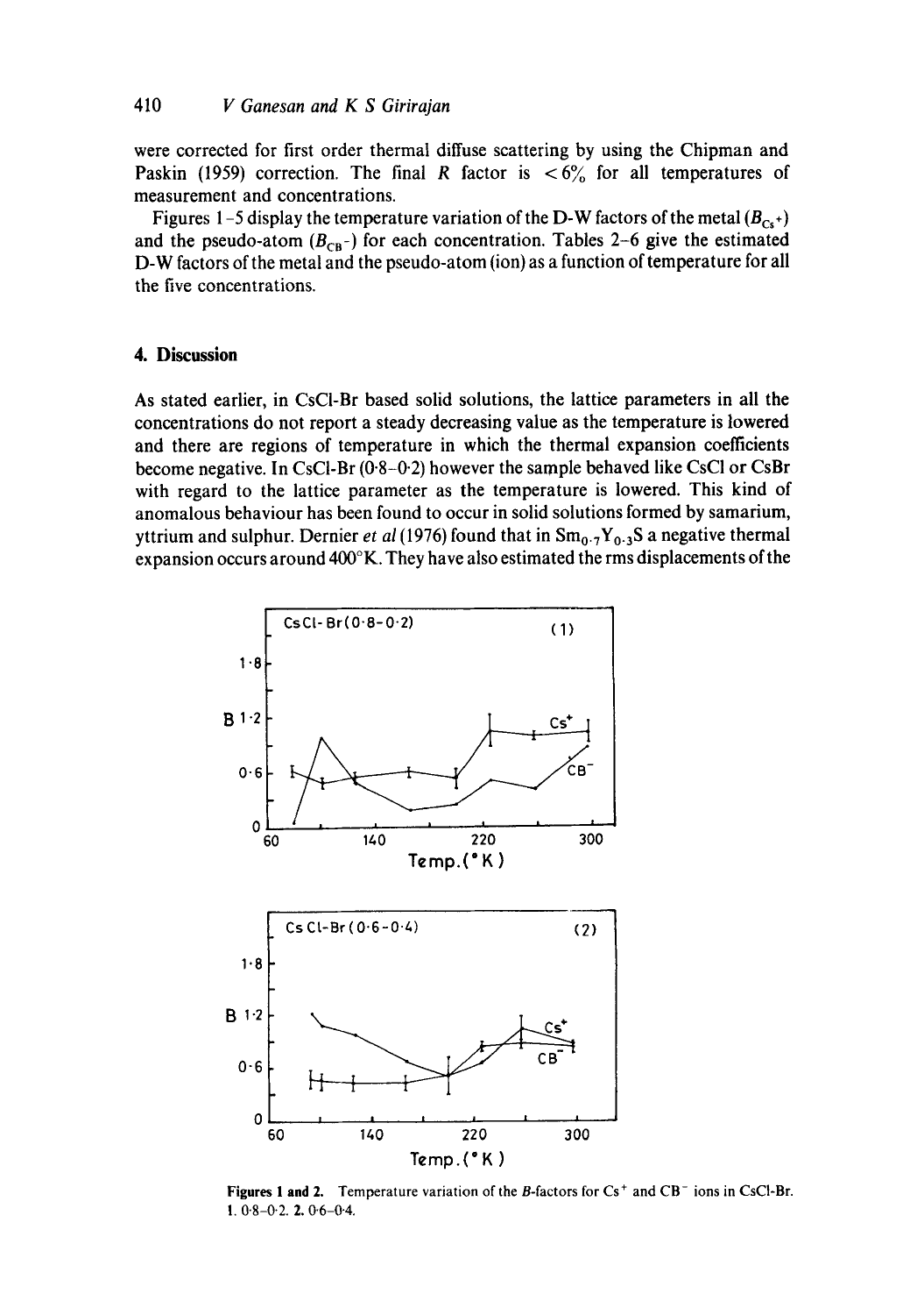were corrected for first order thermal diffuse scattering by using the Chipman and Paskin (1959) correction. The final $R$ factor is $< 6\%$ for all temperatures of measurement and concentrations.

Figures 1–5 display the temperature variation of the D-W factors of the metal ($B_{Cs^+}$) and the pseudo-atom ($B_{CB^-}$) for each concentration. Tables 2–6 give the estimated D-W factors of the metal and the pseudo-atom (ion) as a function of temperature for all the five concentrations.

## 4. Discussion

As stated earlier, in CsCl-Br based solid solutions, the lattice parameters in all the concentrations do not report a steady decreasing value as the temperature is lowered and there are regions of temperature in which the thermal expansion coefficients become negative. In CsCl-Br (0·8–0·2) however the sample behaved like CsCl or CsBr with regard to the lattice parameter as the temperature is lowered. This kind of anomalous behaviour has been found to occur in solid solutions formed by samarium, yttrium and sulphur. Dernier *et al* (1976) found that in $Sm_{0.7}Y_{0.3}S$ a negative thermal expansion occurs around 400°K. They have also estimated the rms displacements of the

**Figures 1 and 2.** Temperature variation of the $B$-factors for $Cs^+$ and $CB^-$ ions in CsCl-Br. **1.** 0·8–0·2. **2.** 0·6–0·4.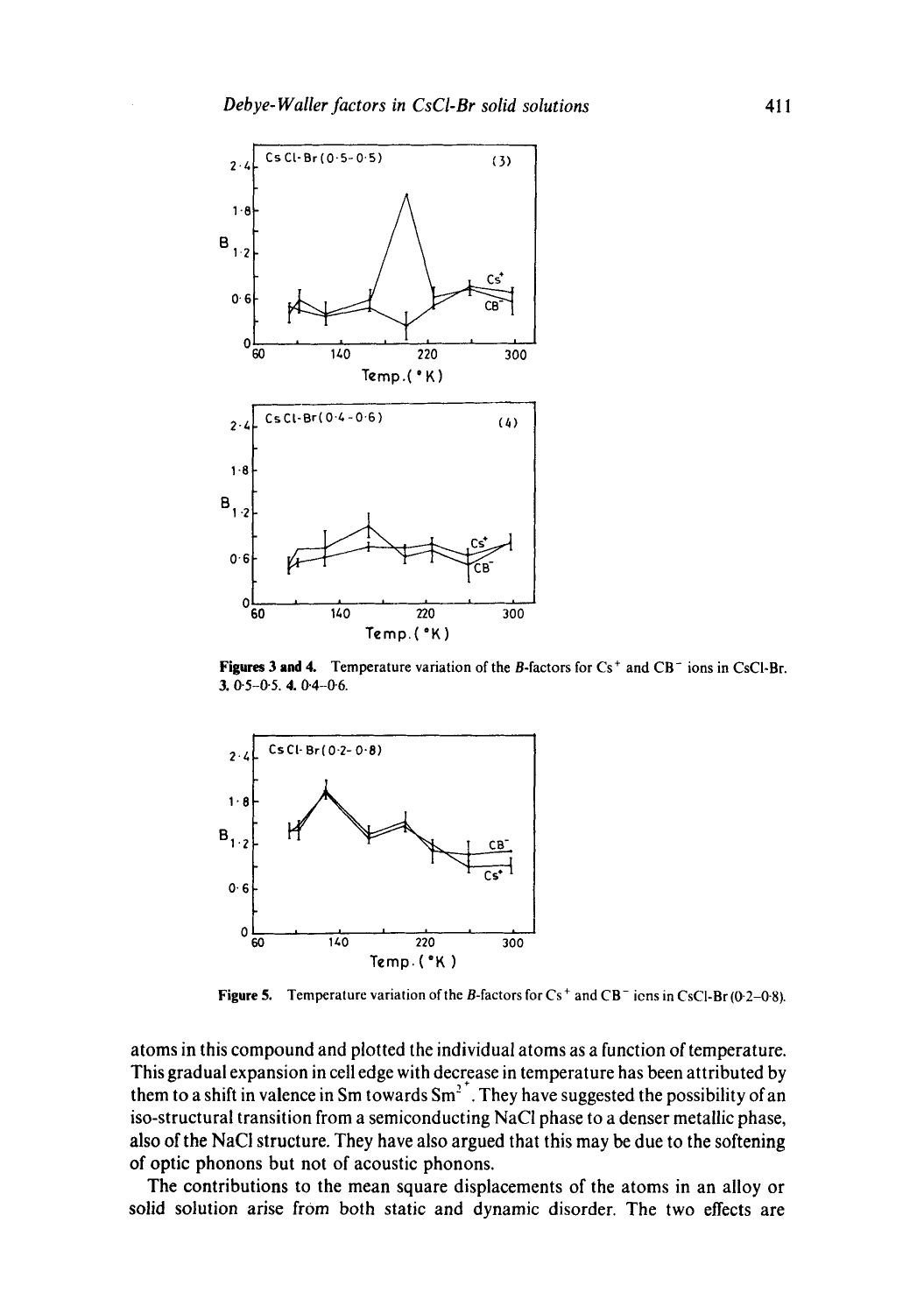Figures 3 and 4. Temperature variation of the $B$-factors for $Cs^+$ and $CB^-$ ions in CsCl-Br. 3. 0·5–0·5. 4. 0·4–0·6.

Figure 5. Temperature variation of the $B$-factors for $Cs^+$ and $CB^-$ ions in CsCl-Br (0·2–0·8).

atoms in this compound and plotted the individual atoms as a function of temperature. This gradual expansion in cell edge with decrease in temperature has been attributed by them to a shift in valence in Sm towards $Sm^{2+}$. They have suggested the possibility of an iso-structural transition from a semiconducting NaCl phase to a denser metallic phase, also of the NaCl structure. They have also argued that this may be due to the softening of optic phonons but not of acoustic phonons.

The contributions to the mean square displacements of the atoms in an alloy or solid solution arise from both static and dynamic disorder. The two effects are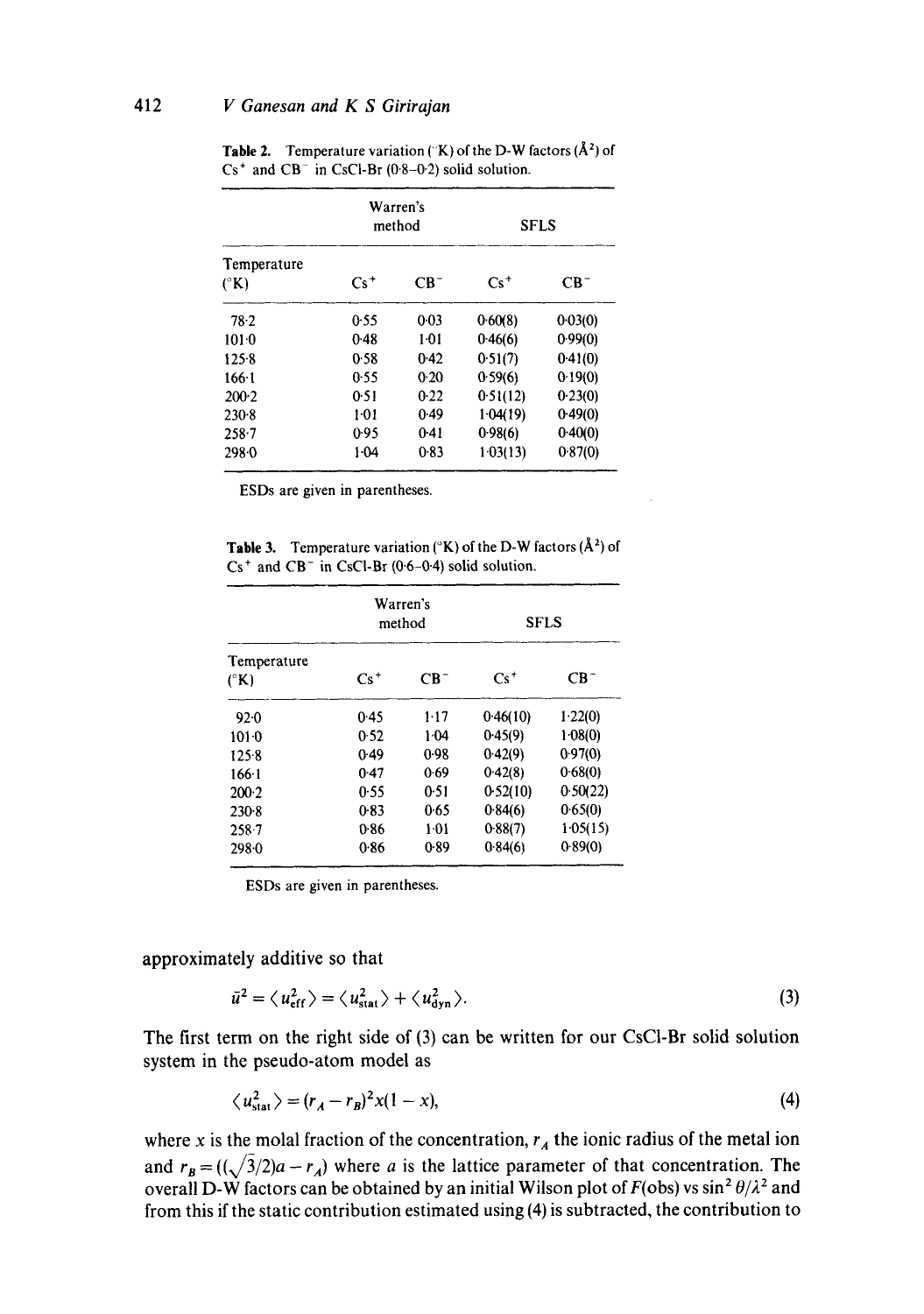**Table 2.** Temperature variation (°K) of the D-W factors (Å$^2$) of $Cs^+$ and $CB^-$ in CsCl-Br (0·8–0·2) solid solution.

| Temperature (°K) | Warren's method $Cs^+$ | Warren's method $CB^-$ | SFLS $Cs^+$ | SFLS $CB^-$ |
|---|---|---|---|---|
| 78·2 | 0·55 | 0·03 | 0·60(8) | 0·03(0) |
| 101·0 | 0·48 | 1·01 | 0·46(6) | 0·99(0) |
| 125·8 | 0·58 | 0·42 | 0·51(7) | 0·41(0) |
| 166·1 | 0·55 | 0·20 | 0·59(6) | 0·19(0) |
| 200·2 | 0·51 | 0·22 | 0·51(12) | 0·23(0) |
| 230·8 | 1·01 | 0·49 | 1·04(19) | 0·49(0) |
| 258·7 | 0·95 | 0·41 | 0·98(6) | 0·40(0) |
| 298·0 | 1·04 | 0·83 | 1·03(13) | 0·87(0) |

ESDs are given in parentheses.

**Table 3.** Temperature variation (°K) of the D-W factors (Å$^2$) of $Cs^+$ and $CB^-$ in CsCl-Br (0·6–0·4) solid solution.

| Temperature (°K) | Warren's method $Cs^+$ | Warren's method $CB^-$ | SFLS $Cs^+$ | SFLS $CB^-$ |
|---|---|---|---|---|
| 92·0 | 0·45 | 1·17 | 0·46(10) | 1·22(0) |
| 101·0 | 0·52 | 1·04 | 0·45(9) | 1·08(0) |
| 125·8 | 0·49 | 0·98 | 0·42(9) | 0·97(0) |
| 166·1 | 0·47 | 0·69 | 0·42(8) | 0·68(0) |
| 200·2 | 0·55 | 0·51 | 0·52(10) | 0·50(22) |
| 230·8 | 0·83 | 0·65 | 0·84(6) | 0·65(0) |
| 258·7 | 0·86 | 1·01 | 0·88(7) | 1·05(15) |
| 298·0 | 0·86 | 0·89 | 0·84(6) | 0·89(0) |

ESDs are given in parentheses.

approximately additive so that

$$\bar{u}^2 = \langle u_{\text{eff}}^2 \rangle = \langle u_{\text{stat}}^2 \rangle + \langle u_{\text{dyn}}^2 \rangle. \tag{3}$$

The first term on the right side of (3) can be written for our CsCl-Br solid solution system in the pseudo-atom model as

$$\langle u_{\text{stat}}^2 \rangle = (r_A - r_B)^2 x(1-x), \tag{4}$$

where $x$ is the molal fraction of the concentration, $r_A$ the ionic radius of the metal ion and $r_B = ((\sqrt{3}/2)a - r_A)$ where $a$ is the lattice parameter of that concentration. The overall D-W factors can be obtained by an initial Wilson plot of $F$(obs) vs $\sin^2\theta/\lambda^2$ and from this if the static contribution estimated using (4) is subtracted, the contribution to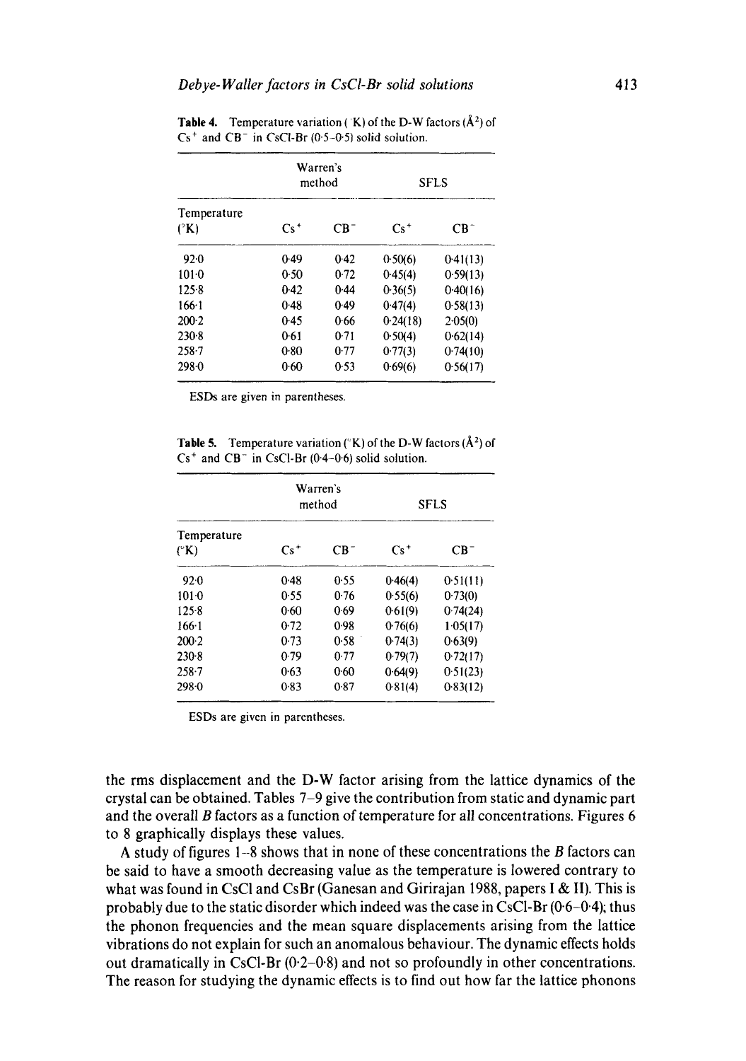**Table 4.** Temperature variation (°K) of the D-W factors ($Å^2$) of $Cs^+$ and $CB^-$ in CsCl-Br (0·5–0·5) solid solution.

| | Warren's method | | SFLS | |
|---|---|---|---|---|
| Temperature (°K) | $Cs^+$ | $CB^-$ | $Cs^+$ | $CB^-$ |
| 92·0 | 0·49 | 0·42 | 0·50(6) | 0·41(13) |
| 101·0 | 0·50 | 0·72 | 0·45(4) | 0·59(13) |
| 125·8 | 0·42 | 0·44 | 0·36(5) | 0·40(16) |
| 166·1 | 0·48 | 0·49 | 0·47(4) | 0·58(13) |
| 200·2 | 0·45 | 0·66 | 0·24(18) | 2·05(0) |
| 230·8 | 0·61 | 0·71 | 0·50(4) | 0·62(14) |
| 258·7 | 0·80 | 0·77 | 0·77(3) | 0·74(10) |
| 298·0 | 0·60 | 0·53 | 0·69(6) | 0·56(17) |

ESDs are given in parentheses.

**Table 5.** Temperature variation (°K) of the D-W factors ($Å^2$) of $Cs^+$ and $CB^-$ in CsCl-Br (0·4–0·6) solid solution.

| | Warren's method | | SFLS | |
|---|---|---|---|---|
| Temperature (°K) | $Cs^+$ | $CB^-$ | $Cs^+$ | $CB^-$ |
| 92·0 | 0·48 | 0·55 | 0·46(4) | 0·51(11) |
| 101·0 | 0·55 | 0·76 | 0·55(6) | 0·73(0) |
| 125·8 | 0·60 | 0·69 | 0·61(9) | 0·74(24) |
| 166·1 | 0·72 | 0·98 | 0·76(6) | 1·05(17) |
| 200·2 | 0·73 | 0·58 | 0·74(3) | 0·63(9) |
| 230·8 | 0·79 | 0·77 | 0·79(7) | 0·72(17) |
| 258·7 | 0·63 | 0·60 | 0·64(9) | 0·51(23) |
| 298·0 | 0·83 | 0·87 | 0·81(4) | 0·83(12) |

ESDs are given in parentheses.

the rms displacement and the D-W factor arising from the lattice dynamics of the crystal can be obtained. Tables 7–9 give the contribution from static and dynamic part and the overall $B$ factors as a function of temperature for all concentrations. Figures 6 to 8 graphically displays these values.

A study of figures 1–8 shows that in none of these concentrations the $B$ factors can be said to have a smooth decreasing value as the temperature is lowered contrary to what was found in CsCl and CsBr (Ganesan and Girirajan 1988, papers I & II). This is probably due to the static disorder which indeed was the case in CsCl-Br (0·6–0·4); thus the phonon frequencies and the mean square displacements arising from the lattice vibrations do not explain for such an anomalous behaviour. The dynamic effects holds out dramatically in CsCl-Br (0·2–0·8) and not so profoundly in other concentrations. The reason for studying the dynamic effects is to find out how far the lattice phonons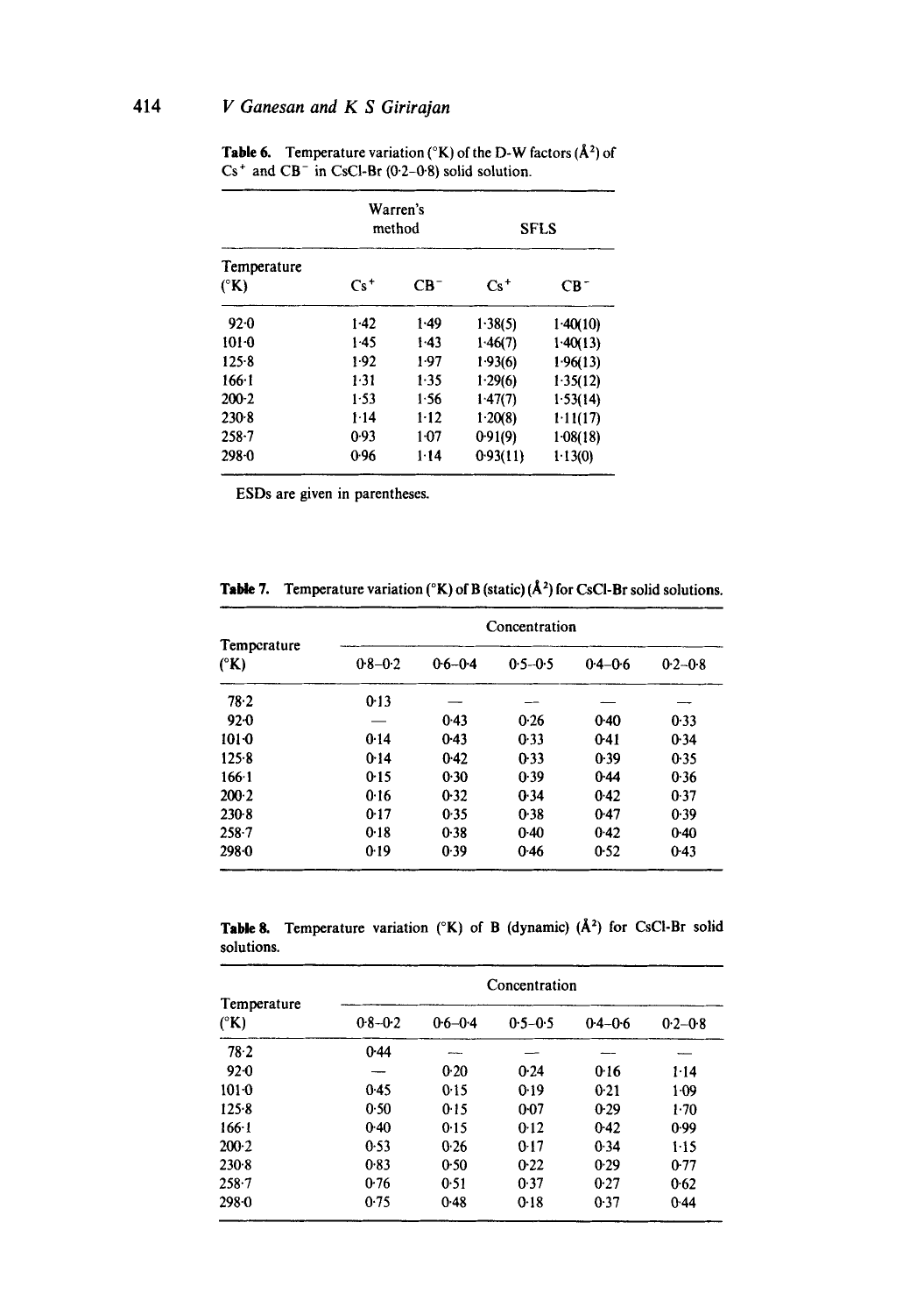**Table 6.** Temperature variation (°K) of the D-W factors (Å$^2$) of $Cs^+$ and $CB^-$ in CsCl-Br (0·2–0·8) solid solution.

| Temperature (°K) | Warren's method | | SFLS | |
|---|---|---|---|---|
| | $Cs^+$ | $CB^-$ | $Cs^+$ | $CB^-$ |
| 92·0 | 1·42 | 1·49 | 1·38(5) | 1·40(10) |
| 101·0 | 1·45 | 1·43 | 1·46(7) | 1·40(13) |
| 125·8 | 1·92 | 1·97 | 1·93(6) | 1·96(13) |
| 166·1 | 1·31 | 1·35 | 1·29(6) | 1·35(12) |
| 200·2 | 1·53 | 1·56 | 1·47(7) | 1·53(14) |
| 230·8 | 1·14 | 1·12 | 1·20(8) | 1·11(17) |
| 258·7 | 0·93 | 1·07 | 0·91(9) | 1·08(18) |
| 298·0 | 0·96 | 1·14 | 0·93(11) | 1·13(0) |

ESDs are given in parentheses.

**Table 7.** Temperature variation (°K) of B (static) (Å$^2$) for CsCl-Br solid solutions.

| Temperature (°K) | Concentration | | | | |
|---|---|---|---|---|---|
| | 0·8–0·2 | 0·6–0·4 | 0·5–0·5 | 0·4–0·6 | 0·2–0·8 |
| 78·2 | 0·13 | — | — | — | — |
| 92·0 | — | 0·43 | 0·26 | 0·40 | 0·33 |
| 101·0 | 0·14 | 0·43 | 0·33 | 0·41 | 0·34 |
| 125·8 | 0·14 | 0·42 | 0·33 | 0·39 | 0·35 |
| 166·1 | 0·15 | 0·30 | 0·39 | 0·44 | 0·36 |
| 200·2 | 0·16 | 0·32 | 0·34 | 0·42 | 0·37 |
| 230·8 | 0·17 | 0·35 | 0·38 | 0·47 | 0·39 |
| 258·7 | 0·18 | 0·38 | 0·40 | 0·42 | 0·40 |
| 298·0 | 0·19 | 0·39 | 0·46 | 0·52 | 0·43 |

**Table 8.** Temperature variation (°K) of B (dynamic) (Å$^2$) for CsCl-Br solid solutions.

| Temperature (°K) | Concentration | | | | |
|---|---|---|---|---|---|
| | 0·8–0·2 | 0·6–0·4 | 0·5–0·5 | 0·4–0·6 | 0·2–0·8 |
| 78·2 | 0·44 | — | — | — | — |
| 92·0 | — | 0·20 | 0·24 | 0·16 | 1·14 |
| 101·0 | 0·45 | 0·15 | 0·19 | 0·21 | 1·09 |
| 125·8 | 0·50 | 0·15 | 0·07 | 0·29 | 1·70 |
| 166·1 | 0·40 | 0·15 | 0·12 | 0·42 | 0·99 |
| 200·2 | 0·53 | 0·26 | 0·17 | 0·34 | 1·15 |
| 230·8 | 0·83 | 0·50 | 0·22 | 0·29 | 0·77 |
| 258·7 | 0·76 | 0·51 | 0·37 | 0·27 | 0·62 |
| 298·0 | 0·75 | 0·48 | 0·18 | 0·37 | 0·44 |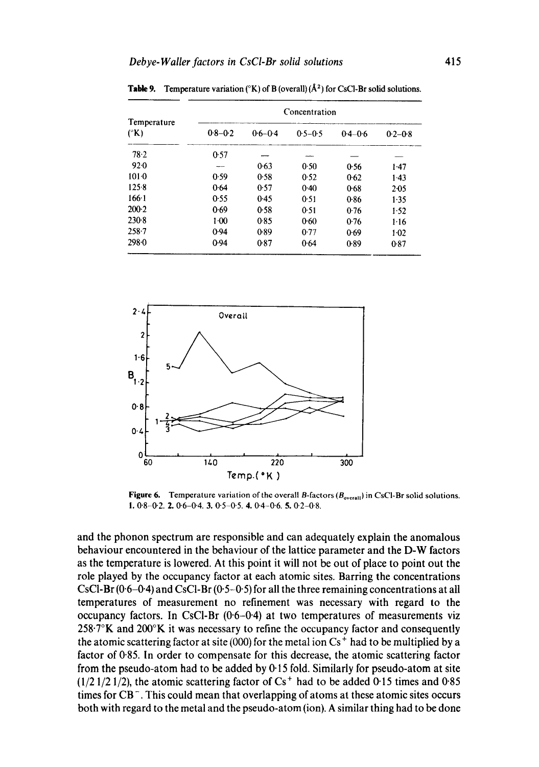**Table 9.** Temperature variation (°K) of B (overall) (Å²) for CsCl-Br solid solutions.

| Temperature (°K) | Concentration | | | | |
|---|---|---|---|---|---|
| | 0·8–0·2 | 0·6–0·4 | 0·5–0·5 | 0·4–0·6 | 0·2–0·8 |
| 78·2 | 0·57 | — | — | — | — |
| 92·0 | — | 0·63 | 0·50 | 0·56 | 1·47 |
| 101·0 | 0·59 | 0·58 | 0·52 | 0·62 | 1·43 |
| 125·8 | 0·64 | 0·57 | 0·40 | 0·68 | 2·05 |
| 166·1 | 0·55 | 0·45 | 0·51 | 0·86 | 1·35 |
| 200·2 | 0·69 | 0·58 | 0·51 | 0·76 | 1·52 |
| 230·8 | 1·00 | 0·85 | 0·60 | 0·76 | 1·16 |
| 258·7 | 0·94 | 0·89 | 0·77 | 0·69 | 1·02 |
| 298·0 | 0·94 | 0·87 | 0·64 | 0·89 | 0·87 |

**Figure 6.** Temperature variation of the overall $B$-factors ($B_{\text{overall}}$) in CsCl-Br solid solutions. **1.** 0·8–0·2. **2.** 0·6–0·4. **3.** 0·5–0·5. **4.** 0·4–0·6. **5.** 0·2–0·8.

and the phonon spectrum are responsible and can adequately explain the anomalous behaviour encountered in the behaviour of the lattice parameter and the D-W factors as the temperature is lowered. At this point it will not be out of place to point out the role played by the occupancy factor at each atomic sites. Barring the concentrations CsCl-Br (0·6–0·4) and CsCl-Br (0·5–0·5) for all the three remaining concentrations at all temperatures of measurement no refinement was necessary with regard to the occupancy factors. In CsCl-Br (0·6–0·4) at two temperatures of measurements viz 258·7°K and 200°K it was necessary to refine the occupancy factor and consequently the atomic scattering factor at site (000) for the metal ion $Cs^+$ had to be multiplied by a factor of 0·85. In order to compensate for this decrease, the atomic scattering factor from the pseudo-atom had to be added by 0·15 fold. Similarly for pseudo-atom at site (1/2 1/2 1/2), the atomic scattering factor of $Cs^+$ had to be added 0·15 times and 0·85 times for $CB^-$. This could mean that overlapping of atoms at these atomic sites occurs both with regard to the metal and the pseudo-atom (ion). A similar thing had to be done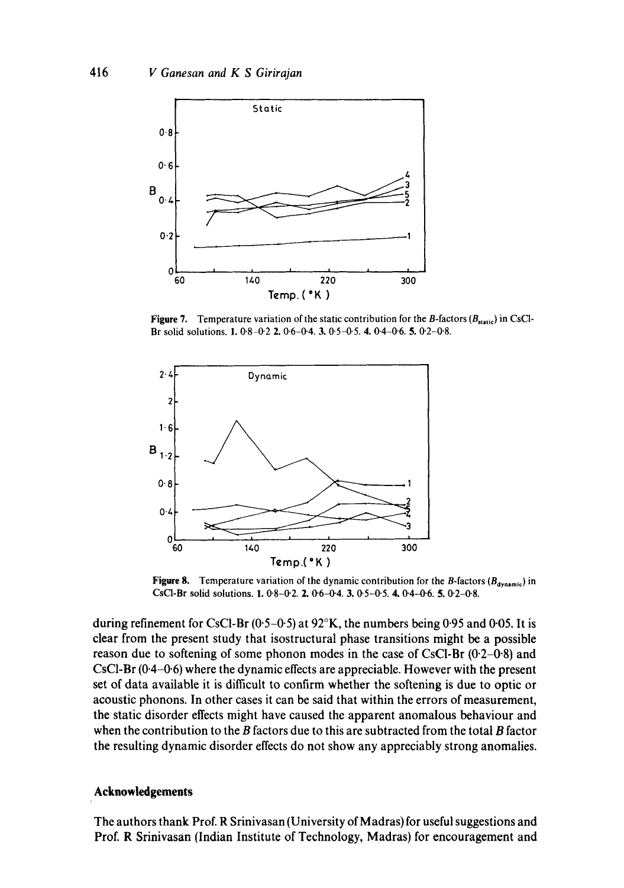**Figure 7.** Temperature variation of the static contribution for the $B$-factors ($B_{static}$) in CsCl-Br solid solutions. **1.** 0·8–0·2 **2.** 0·6–0·4. **3.** 0·5–0·5. **4.** 0·4–0·6. **5.** 0·2–0·8.

**Figure 8.** Temperature variation of the dynamic contribution for the $B$-factors ($B_{dynamic}$) in CsCl-Br solid solutions. **1.** 0·8–0·2. **2.** 0·6–0·4. **3.** 0·5–0·5. **4.** 0·4–0·6. **5.** 0·2–0·8.

during refinement for CsCl-Br (0·5–0·5) at 92°K, the numbers being 0·95 and 0·05. It is clear from the present study that isostructural phase transitions might be a possible reason due to softening of some phonon modes in the case of CsCl-Br (0·2–0·8) and CsCl-Br (0·4–0·6) where the dynamic effects are appreciable. However with the present set of data available it is difficult to confirm whether the softening is due to optic or acoustic phonons. In other cases it can be said that within the errors of measurement, the static disorder effects might have caused the apparent anomalous behaviour and when the contribution to the $B$ factors due to this are subtracted from the total $B$ factor the resulting dynamic disorder effects do not show any appreciably strong anomalies.

## Acknowledgements

The authors thank Prof. R Srinivasan (University of Madras) for useful suggestions and Prof. R Srinivasan (Indian Institute of Technology, Madras) for encouragement and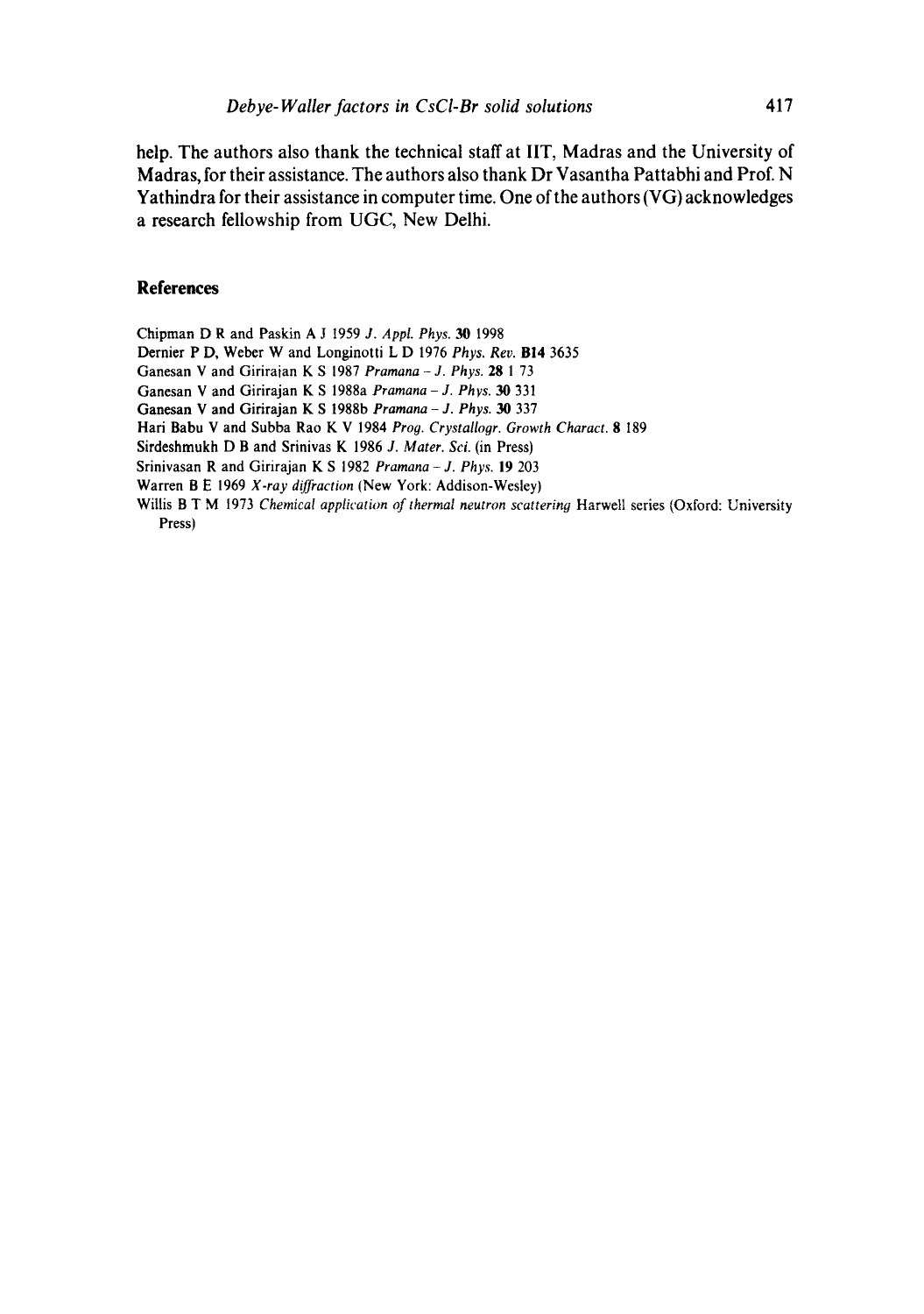help. The authors also thank the technical staff at IIT, Madras and the University of Madras, for their assistance. The authors also thank Dr Vasantha Pattabhi and Prof. N Yathindra for their assistance in computer time. One of the authors (VG) acknowledges a research fellowship from UGC, New Delhi.

## References

Chipman D R and Paskin A J 1959 *J. Appl. Phys.* **30** 1998

Dernier P D, Weber W and Longinotti L D 1976 *Phys. Rev.* **B14** 3635

Ganesan V and Girirajan K S 1987 *Pramana – J. Phys.* **28** 1 73

Ganesan V and Girirajan K S 1988a *Pramana – J. Phys.* **30** 331

Ganesan V and Girirajan K S 1988b *Pramana – J. Phys.* **30** 337

Hari Babu V and Subba Rao K V 1984 *Prog. Crystallogr. Growth Charact.* **8** 189

Sirdeshmukh D B and Srinivas K 1986 *J. Mater. Sci.* (in Press)

Srinivasan R and Girirajan K S 1982 *Pramana – J. Phys.* **19** 203

Warren B E 1969 *X-ray diffraction* (New York: Addison-Wesley)

Willis B T M 1973 *Chemical application of thermal neutron scattering* Harwell series (Oxford: University Press)